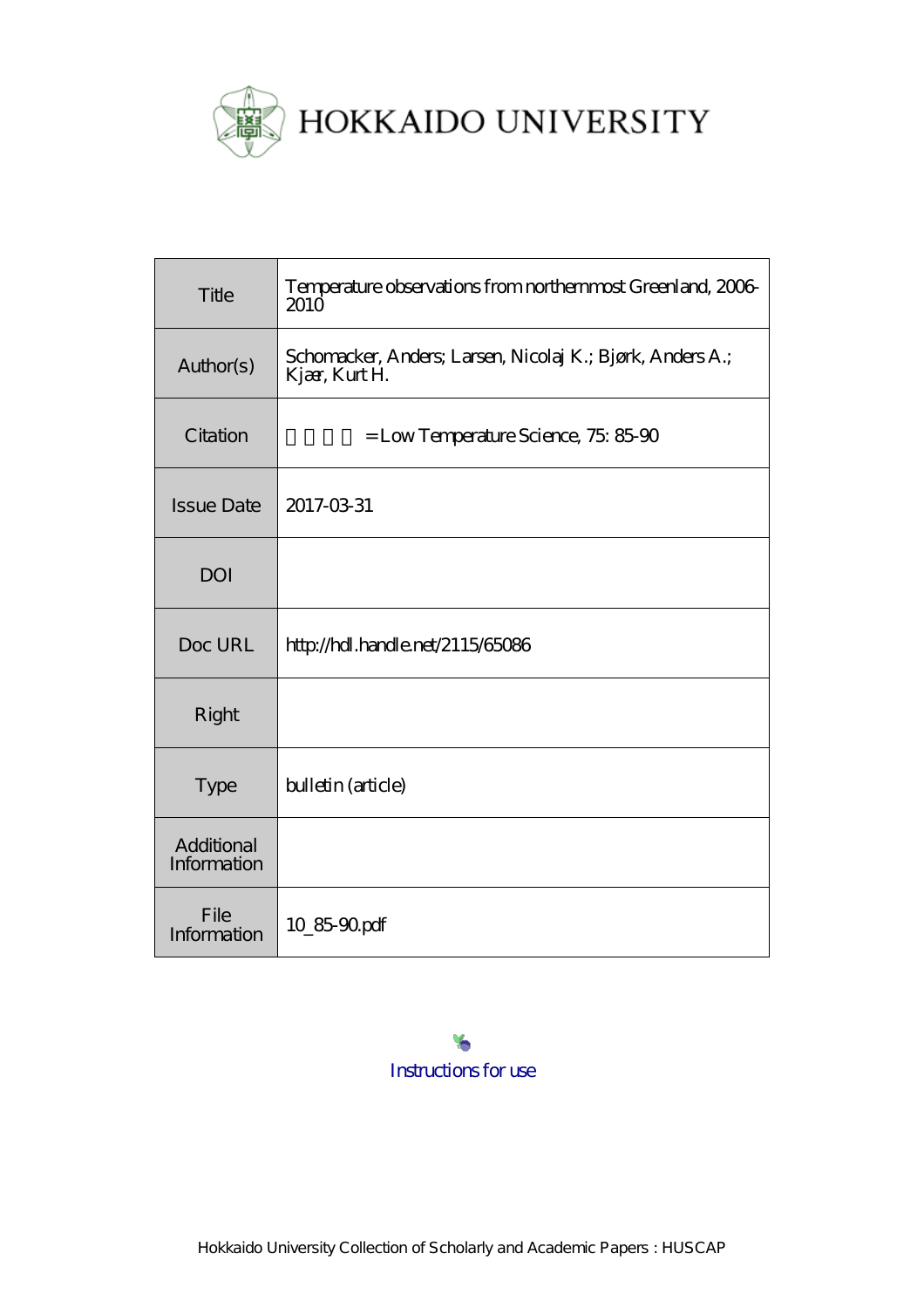# HOKKAIDO UNIVERSITY

| Title | Temperature observations from northernmost Greenland, 2006-2010 |
|---|---|
| Author(s) | Schomacker, Anders; Larsen, Nicolaj K.; Bjørk, Anders A.; Kjær, Kurt H. |
| Citation | 低温科学 = Low Temperature Science, 75: 85-90 |
| Issue Date | 2017-03-31 |
| DOI | |
| Doc URL | http://hdl.handle.net/2115/65086 |
| Right | |
| Type | bulletin (article) |
| Additional Information | |
| File Information | 10_85-90.pdf |

Instructions for use

Hokkaido University Collection of Scholarly and Academic Papers : HUSCAP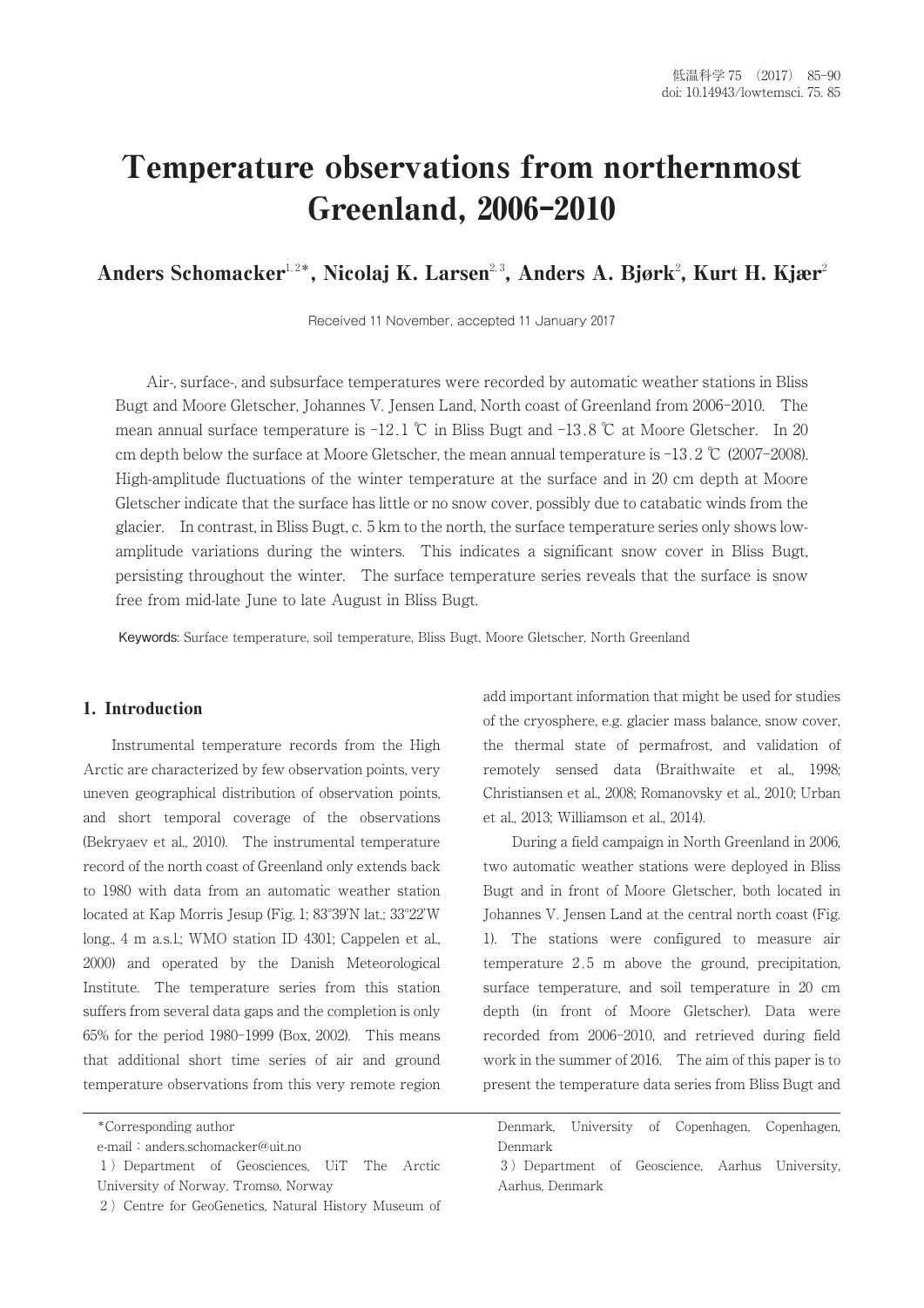# Temperature observations from northernmost Greenland, 2006-2010

## Anders Schomacker[1,2]*, Nicolaj K. Larsen[2,3], Anders A. Bjørk[2], Kurt H. Kjær[2]

Received 11 November, accepted 11 January 2017

Air-, surface-, and subsurface temperatures were recorded by automatic weather stations in Bliss Bugt and Moore Gletscher, Johannes V. Jensen Land, North coast of Greenland from 2006-2010. The mean annual surface temperature is -12.1 ℃ in Bliss Bugt and -13.8 ℃ at Moore Gletscher. In 20 cm depth below the surface at Moore Gletscher, the mean annual temperature is -13.2 ℃ (2007-2008). High-amplitude fluctuations of the winter temperature at the surface and in 20 cm depth at Moore Gletscher indicate that the surface has little or no snow cover, possibly due to catabatic winds from the glacier. In contrast, in Bliss Bugt, c. 5 km to the north, the surface temperature series only shows low-amplitude variations during the winters. This indicates a significant snow cover in Bliss Bugt, persisting throughout the winter. The surface temperature series reveals that the surface is snow free from mid-late June to late August in Bliss Bugt.

**Keywords:** Surface temperature, soil temperature, Bliss Bugt, Moore Gletscher, North Greenland

### 1. Introduction

Instrumental temperature records from the High Arctic are characterized by few observation points, very uneven geographical distribution of observation points, and short temporal coverage of the observations (Bekryaev et al., 2010). The instrumental temperature record of the north coast of Greenland only extends back to 1980 with data from an automatic weather station located at Kap Morris Jesup (Fig. 1; 83°39'N lat.; 33°22'W long., 4 m a.s.l.; WMO station ID 4301; Cappelen et al., 2000) and operated by the Danish Meteorological Institute. The temperature series from this station suffers from several data gaps and the completion is only 65% for the period 1980-1999 (Box, 2002). This means that additional short time series of air and ground temperature observations from this very remote region add important information that might be used for studies of the cryosphere, e.g. glacier mass balance, snow cover, the thermal state of permafrost, and validation of remotely sensed data (Braithwaite et al., 1998; Christiansen et al., 2008; Romanovsky et al., 2010; Urban et al., 2013; Williamson et al., 2014).

During a field campaign in North Greenland in 2006, two automatic weather stations were deployed in Bliss Bugt and in front of Moore Gletscher, both located in Johannes V. Jensen Land at the central north coast (Fig. 1). The stations were configured to measure air temperature 2.5 m above the ground, precipitation, surface temperature, and soil temperature in 20 cm depth (in front of Moore Gletscher). Data were recorded from 2006-2010, and retrieved during field work in the summer of 2016. The aim of this paper is to present the temperature data series from Bliss Bugt and

---

*Corresponding author
e-mail : anders.schomacker@uit.no

1) Department of Geosciences, UiT The Arctic University of Norway, Tromsø, Norway

2) Centre for GeoGenetics, Natural History Museum of Denmark, University of Copenhagen, Copenhagen, Denmark

3) Department of Geoscience, Aarhus University, Aarhus, Denmark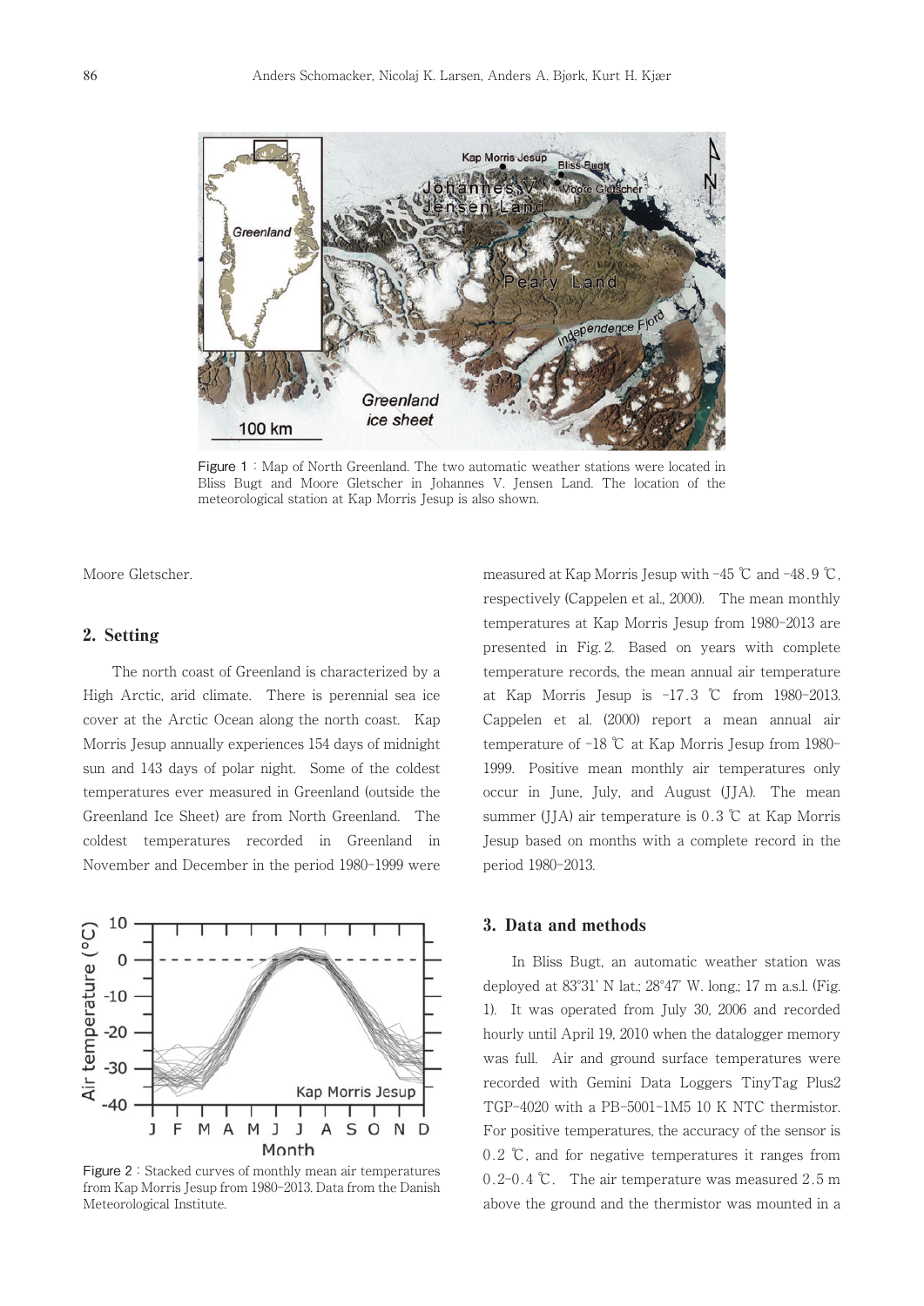Figure 1 : Map of North Greenland. The two automatic weather stations were located in Bliss Bugt and Moore Gletscher in Johannes V. Jensen Land. The location of the meteorological station at Kap Morris Jesup is also shown.

Moore Gletscher.

## 2. Setting

The north coast of Greenland is characterized by a High Arctic, arid climate. There is perennial sea ice cover at the Arctic Ocean along the north coast. Kap Morris Jesup annually experiences 154 days of midnight sun and 143 days of polar night. Some of the coldest temperatures ever measured in Greenland (outside the Greenland Ice Sheet) are from North Greenland. The coldest temperatures recorded in Greenland in November and December in the period 1980–1999 were measured at Kap Morris Jesup with −45 ℃ and −48.9 ℃, respectively (Cappelen et al., 2000). The mean monthly temperatures at Kap Morris Jesup from 1980–2013 are presented in Fig. 2. Based on years with complete temperature records, the mean annual air temperature at Kap Morris Jesup is −17.3 ℃ from 1980–2013. Cappelen et al. (2000) report a mean annual air temperature of −18 ℃ at Kap Morris Jesup from 1980–1999. Positive mean monthly air temperatures only occur in June, July, and August (JJA). The mean summer (JJA) air temperature is 0.3 ℃ at Kap Morris Jesup based on months with a complete record in the period 1980–2013.

Figure 2 : Stacked curves of monthly mean air temperatures from Kap Morris Jesup from 1980–2013. Data from the Danish Meteorological Institute.

## 3. Data and methods

In Bliss Bugt, an automatic weather station was deployed at 83°31' N lat.; 28°47' W. long.; 17 m a.s.l. (Fig. 1). It was operated from July 30, 2006 and recorded hourly until April 19, 2010 when the datalogger memory was full. Air and ground surface temperatures were recorded with Gemini Data Loggers TinyTag Plus2 TGP-4020 with a PB-5001-1M5 10 K NTC thermistor. For positive temperatures, the accuracy of the sensor is 0.2 ℃, and for negative temperatures it ranges from 0.2–0.4 ℃. The air temperature was measured 2.5 m above the ground and the thermistor was mounted in a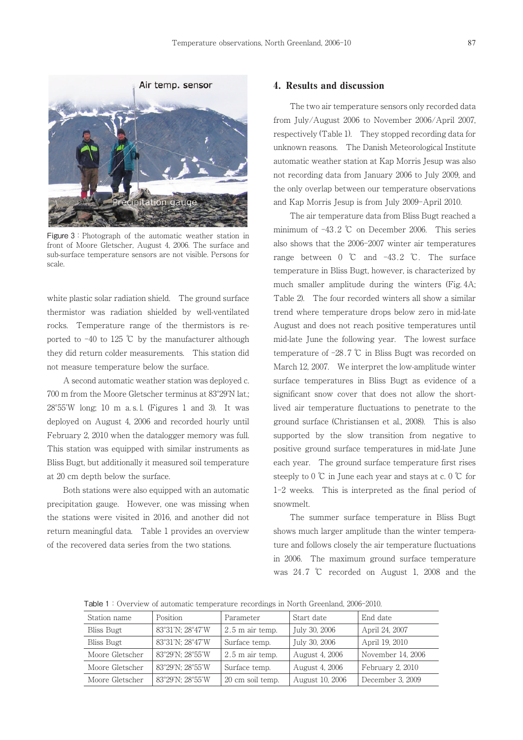Figure 3 : Photograph of the automatic weather station in front of Moore Gletscher, August 4, 2006. The surface and sub-surface temperature sensors are not visible. Persons for scale.

white plastic solar radiation shield. The ground surface thermistor was radiation shielded by well-ventilated rocks. Temperature range of the thermistors is reported to −40 to 125 ℃ by the manufacturer although they did return colder measurements. This station did not measure temperature below the surface.

A second automatic weather station was deployed c. 700 m from the Moore Gletscher terminus at 83°29'N lat.; 28°55'W long; 10 m a. s. l. (Figures 1 and 3). It was deployed on August 4, 2006 and recorded hourly until February 2, 2010 when the datalogger memory was full. This station was equipped with similar instruments as Bliss Bugt, but additionally it measured soil temperature at 20 cm depth below the surface.

Both stations were also equipped with an automatic precipitation gauge. However, one was missing when the stations were visited in 2016, and another did not return meaningful data. Table 1 provides an overview of the recovered data series from the two stations.

## 4. Results and discussion

The two air temperature sensors only recorded data from July/August 2006 to November 2006/April 2007, respectively (Table 1). They stopped recording data for unknown reasons. The Danish Meteorological Institute automatic weather station at Kap Morris Jesup was also not recording data from January 2006 to July 2009, and the only overlap between our temperature observations and Kap Morris Jesup is from July 2009–April 2010.

The air temperature data from Bliss Bugt reached a minimum of −43.2 ℃ on December 2006. This series also shows that the 2006–2007 winter air temperatures range between 0 ℃ and −43.2 ℃. The surface temperature in Bliss Bugt, however, is characterized by much smaller amplitude during the winters (Fig. 4A; Table 2). The four recorded winters all show a similar trend where temperature drops below zero in mid-late August and does not reach positive temperatures until mid-late June the following year. The lowest surface temperature of −28.7 ℃ in Bliss Bugt was recorded on March 12, 2007. We interpret the low-amplitude winter surface temperatures in Bliss Bugt as evidence of a significant snow cover that does not allow the short-lived air temperature fluctuations to penetrate to the ground surface (Christiansen et al., 2008). This is also supported by the slow transition from negative to positive ground surface temperatures in mid-late June each year. The ground surface temperature first rises steeply to 0 ℃ in June each year and stays at c. 0 ℃ for 1–2 weeks. This is interpreted as the final period of snowmelt.

The summer surface temperature in Bliss Bugt shows much larger amplitude than the winter temperature and follows closely the air temperature fluctuations in 2006. The maximum ground surface temperature was 24.7 ℃ recorded on August 1, 2008 and the

Table 1 : Overview of automatic temperature recordings in North Greenland, 2006–2010.

| Station name | Position | Parameter | Start date | End date |
|---|---|---|---|---|
| Bliss Bugt | 83°31'N; 28°47'W | 2.5 m air temp. | July 30, 2006 | April 24, 2007 |
| Bliss Bugt | 83°31'N; 28°47'W | Surface temp. | July 30, 2006 | April 19, 2010 |
| Moore Gletscher | 83°29'N; 28°55'W | 2.5 m air temp. | August 4, 2006 | November 14, 2006 |
| Moore Gletscher | 83°29'N; 28°55'W | Surface temp. | August 4, 2006 | February 2, 2010 |
| Moore Gletscher | 83°29'N; 28°55'W | 20 cm soil temp. | August 10, 2006 | December 3, 2009 |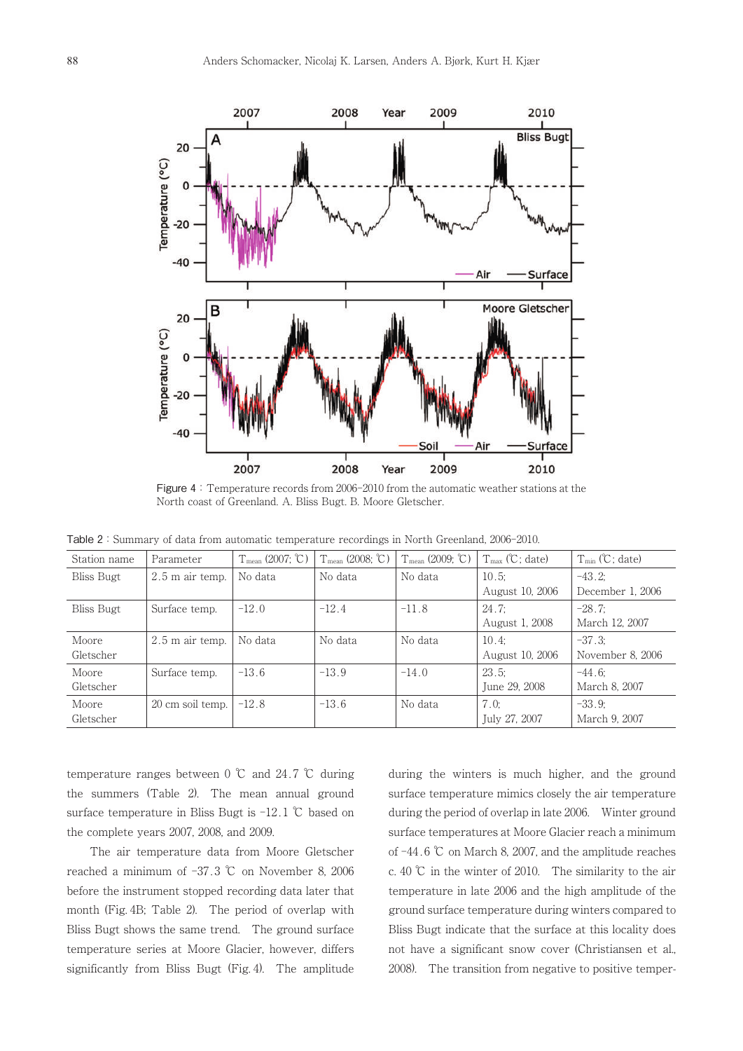Figure 4 : Temperature records from 2006–2010 from the automatic weather stations at the North coast of Greenland. A. Bliss Bugt. B. Moore Gletscher.

Table 2 : Summary of data from automatic temperature recordings in North Greenland, 2006–2010.

| Station name | Parameter | $T_{mean}$ (2007; ℃) | $T_{mean}$ (2008; ℃) | $T_{mean}$ (2009; ℃) | $T_{max}$ (℃; date) | $T_{min}$ (℃; date) |
|---|---|---|---|---|---|---|
| Bliss Bugt | 2.5 m air temp. | No data | No data | No data | 10.5; August 10, 2006 | −43.2; December 1, 2006 |
| Bliss Bugt | Surface temp. | −12.0 | −12.4 | −11.8 | 24.7; August 1, 2008 | −28.7; March 12, 2007 |
| Moore Gletscher | 2.5 m air temp. | No data | No data | No data | 10.4; August 10, 2006 | −37.3; November 8, 2006 |
| Moore Gletscher | Surface temp. | −13.6 | −13.9 | −14.0 | 23.5; June 29, 2008 | −44.6; March 8, 2007 |
| Moore Gletscher | 20 cm soil temp. | −12.8 | −13.6 | No data | 7.0; July 27, 2007 | −33.9; March 9, 2007 |

temperature ranges between 0 ℃ and 24.7 ℃ during the summers (Table 2). The mean annual ground surface temperature in Bliss Bugt is −12.1 ℃ based on the complete years 2007, 2008, and 2009.

The air temperature data from Moore Gletscher reached a minimum of −37.3 ℃ on November 8, 2006 before the instrument stopped recording data later that month (Fig. 4B; Table 2). The period of overlap with Bliss Bugt shows the same trend. The ground surface temperature series at Moore Glacier, however, differs significantly from Bliss Bugt (Fig. 4). The amplitude during the winters is much higher, and the ground surface temperature mimics closely the air temperature during the period of overlap in late 2006. Winter ground surface temperatures at Moore Glacier reach a minimum of −44.6 ℃ on March 8, 2007, and the amplitude reaches c. 40 ℃ in the winter of 2010. The similarity to the air temperature in late 2006 and the high amplitude of the ground surface temperature during winters compared to Bliss Bugt indicate that the surface at this locality does not have a significant snow cover (Christiansen et al., 2008). The transition from negative to positive temper-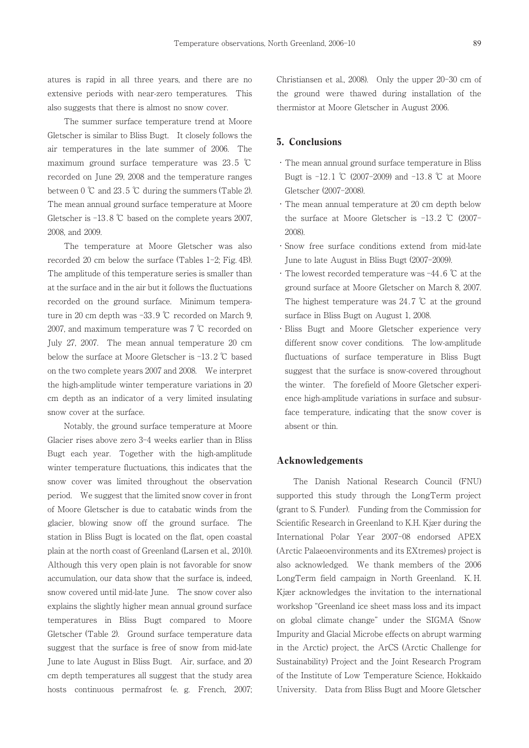atures is rapid in all three years, and there are no extensive periods with near-zero temperatures. This also suggests that there is almost no snow cover.

The summer surface temperature trend at Moore Gletscher is similar to Bliss Bugt. It closely follows the air temperatures in the late summer of 2006. The maximum ground surface temperature was 23.5 ℃ recorded on June 29, 2008 and the temperature ranges between 0 ℃ and 23.5 ℃ during the summers (Table 2). The mean annual ground surface temperature at Moore Gletscher is −13.8 ℃ based on the complete years 2007, 2008, and 2009.

The temperature at Moore Gletscher was also recorded 20 cm below the surface (Tables 1–2; Fig. 4B). The amplitude of this temperature series is smaller than at the surface and in the air but it follows the fluctuations recorded on the ground surface. Minimum temperature in 20 cm depth was −33.9 ℃ recorded on March 9, 2007, and maximum temperature was 7 ℃ recorded on July 27, 2007. The mean annual temperature 20 cm below the surface at Moore Gletscher is −13.2 ℃ based on the two complete years 2007 and 2008. We interpret the high-amplitude winter temperature variations in 20 cm depth as an indicator of a very limited insulating snow cover at the surface.

Notably, the ground surface temperature at Moore Glacier rises above zero 3–4 weeks earlier than in Bliss Bugt each year. Together with the high-amplitude winter temperature fluctuations, this indicates that the snow cover was limited throughout the observation period. We suggest that the limited snow cover in front of Moore Gletscher is due to catabatic winds from the glacier, blowing snow off the ground surface. The station in Bliss Bugt is located on the flat, open coastal plain at the north coast of Greenland (Larsen et al., 2010). Although this very open plain is not favorable for snow accumulation, our data show that the surface is, indeed, snow covered until mid-late June. The snow cover also explains the slightly higher mean annual ground surface temperatures in Bliss Bugt compared to Moore Gletscher (Table 2). Ground surface temperature data suggest that the surface is free of snow from mid-late June to late August in Bliss Bugt. Air, surface, and 20 cm depth temperatures all suggest that the study area hosts continuous permafrost (e. g. French, 2007; Christiansen et al., 2008). Only the upper 20–30 cm of the ground were thawed during installation of the thermistor at Moore Gletscher in August 2006.

## 5. Conclusions

- The mean annual ground surface temperature in Bliss Bugt is −12.1 ℃ (2007–2009) and −13.8 ℃ at Moore Gletscher (2007–2008).
- The mean annual temperature at 20 cm depth below the surface at Moore Gletscher is −13.2 ℃ (2007–2008).
- Snow free surface conditions extend from mid-late June to late August in Bliss Bugt (2007–2009).
- The lowest recorded temperature was −44.6 ℃ at the ground surface at Moore Gletscher on March 8, 2007. The highest temperature was 24.7 ℃ at the ground surface in Bliss Bugt on August 1, 2008.
- Bliss Bugt and Moore Gletscher experience very different snow cover conditions. The low-amplitude fluctuations of surface temperature in Bliss Bugt suggest that the surface is snow-covered throughout the winter. The forefield of Moore Gletscher experience high-amplitude variations in surface and subsurface temperature, indicating that the snow cover is absent or thin.

## Acknowledgements

The Danish National Research Council (FNU) supported this study through the LongTerm project (grant to S. Funder). Funding from the Commission for Scientific Research in Greenland to K.H. Kjær during the International Polar Year 2007–08 endorsed APEX (Arctic Palaeoenvironments and its EXtremes) project is also acknowledged. We thank members of the 2006 LongTerm field campaign in North Greenland. K. H. Kjær acknowledges the invitation to the international workshop "Greenland ice sheet mass loss and its impact on global climate change" under the SIGMA (Snow Impurity and Glacial Microbe effects on abrupt warming in the Arctic) project, the ArCS (Arctic Challenge for Sustainability) Project and the Joint Research Program of the Institute of Low Temperature Science, Hokkaido University. Data from Bliss Bugt and Moore Gletscher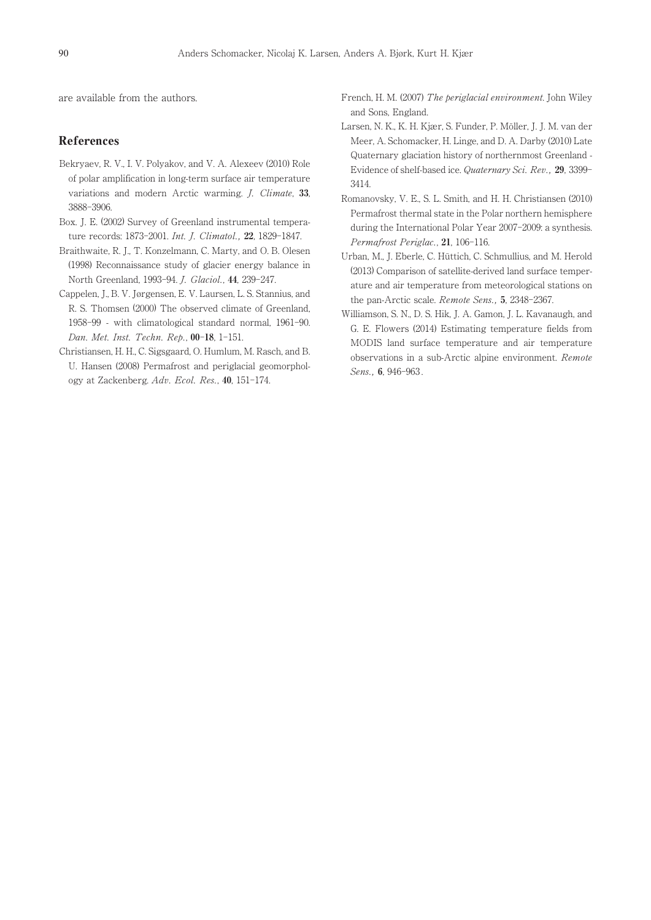are available from the authors.

## References

Bekryaev, R. V., I. V. Polyakov, and V. A. Alexeev (2010) Role of polar amplification in long-term surface air temperature variations and modern Arctic warming. *J. Climate*, **33**, 3888–3906.

Box. J. E. (2002) Survey of Greenland instrumental temperature records: 1873–2001. *Int. J. Climatol.*, **22**, 1829–1847.

Braithwaite, R. J., T. Konzelmann, C. Marty, and O. B. Olesen (1998) Reconnaissance study of glacier energy balance in North Greenland, 1993–94. *J. Glaciol.*, **44**, 239–247.

Cappelen, J., B. V. Jørgensen, E. V. Laursen, L. S. Stannius, and R. S. Thomsen (2000) The observed climate of Greenland, 1958–99 - with climatological standard normal, 1961–90. *Dan. Met. Inst. Techn. Rep.*, **00–18**, 1–151.

Christiansen, H. H., C. Sigsgaard, O. Humlum, M. Rasch, and B. U. Hansen (2008) Permafrost and periglacial geomorphology at Zackenberg. *Adv. Ecol. Res.*, **40**, 151–174.

French, H. M. (2007) *The periglacial environment*. John Wiley and Sons, England.

Larsen, N. K., K. H. Kjær, S. Funder, P. Möller, J. J. M. van der Meer, A. Schomacker, H. Linge, and D. A. Darby (2010) Late Quaternary glaciation history of northernmost Greenland - Evidence of shelf-based ice. *Quaternary Sci. Rev.*, **29**, 3399–3414.

Romanovsky, V. E., S. L. Smith, and H. H. Christiansen (2010) Permafrost thermal state in the Polar northern hemisphere during the International Polar Year 2007–2009: a synthesis. *Permafrost Periglac.*, **21**, 106–116.

Urban, M., J. Eberle, C. Hüttich, C. Schmullius, and M. Herold (2013) Comparison of satellite-derived land surface temperature and air temperature from meteorological stations on the pan-Arctic scale. *Remote Sens.*, **5**, 2348–2367.

Williamson, S. N., D. S. Hik, J. A. Gamon, J. L. Kavanaugh, and G. E. Flowers (2014) Estimating temperature fields from MODIS land surface temperature and air temperature observations in a sub-Arctic alpine environment. *Remote Sens.*, **6**, 946–963.